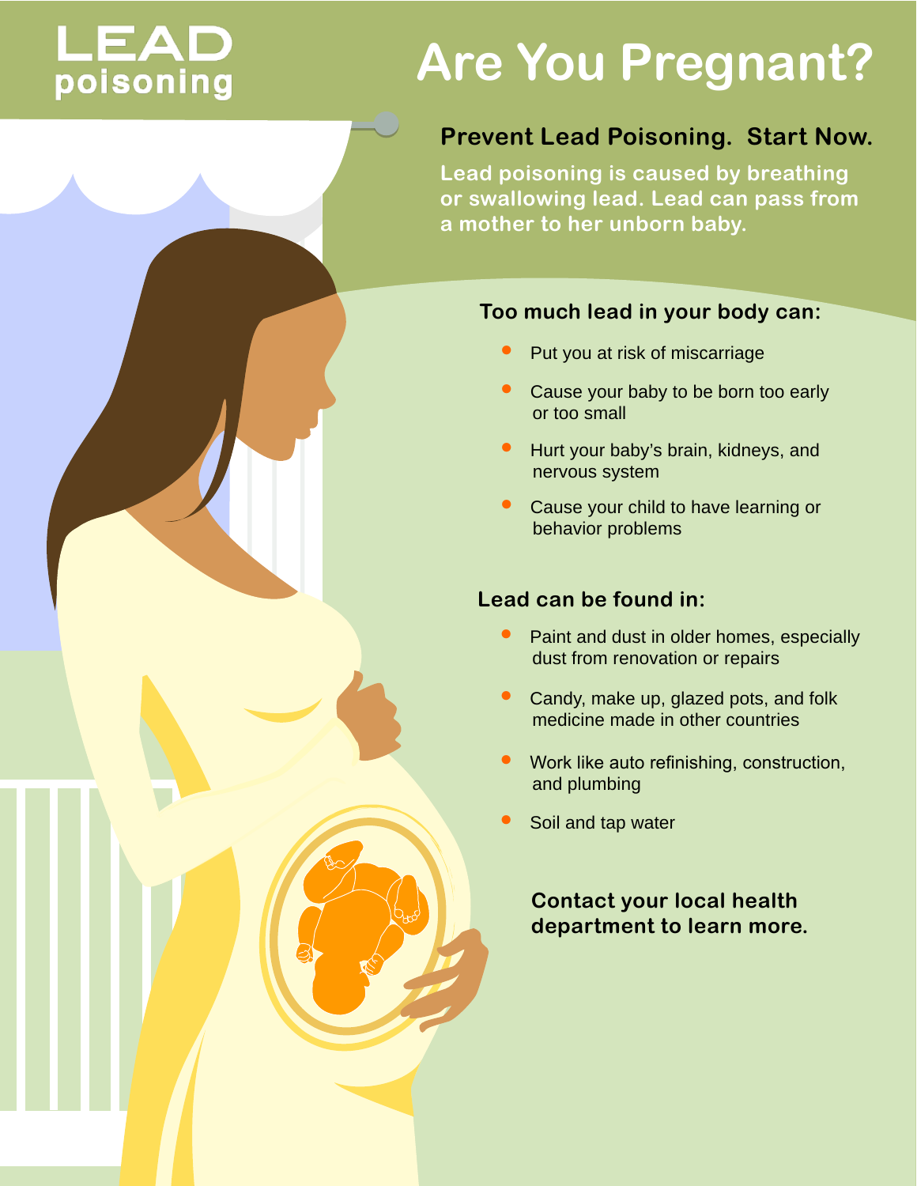# LEAD poisoning

# Are You Pregnant?

## Prevent Lead Poisoning. Start Now.

**Lead poisoning is caused by breathing or swallowing lead. Lead can pass from a mother to her unborn baby.**

### Too much lead in your body can:

- Put you at risk of miscarriage
- Cause your baby to be born too early or too small
- Hurt your baby's brain, kidneys, and nervous system
- Cause your child to have learning or behavior problems

### Lead can be found in:

- Paint and dust in older homes, especially dust from renovation or repairs
- Candy, make up, glazed pots, and folk medicine made in other countries
- Work like auto refinishing, construction, and plumbing
- Soil and tap water

**Contact your local health department to learn more.**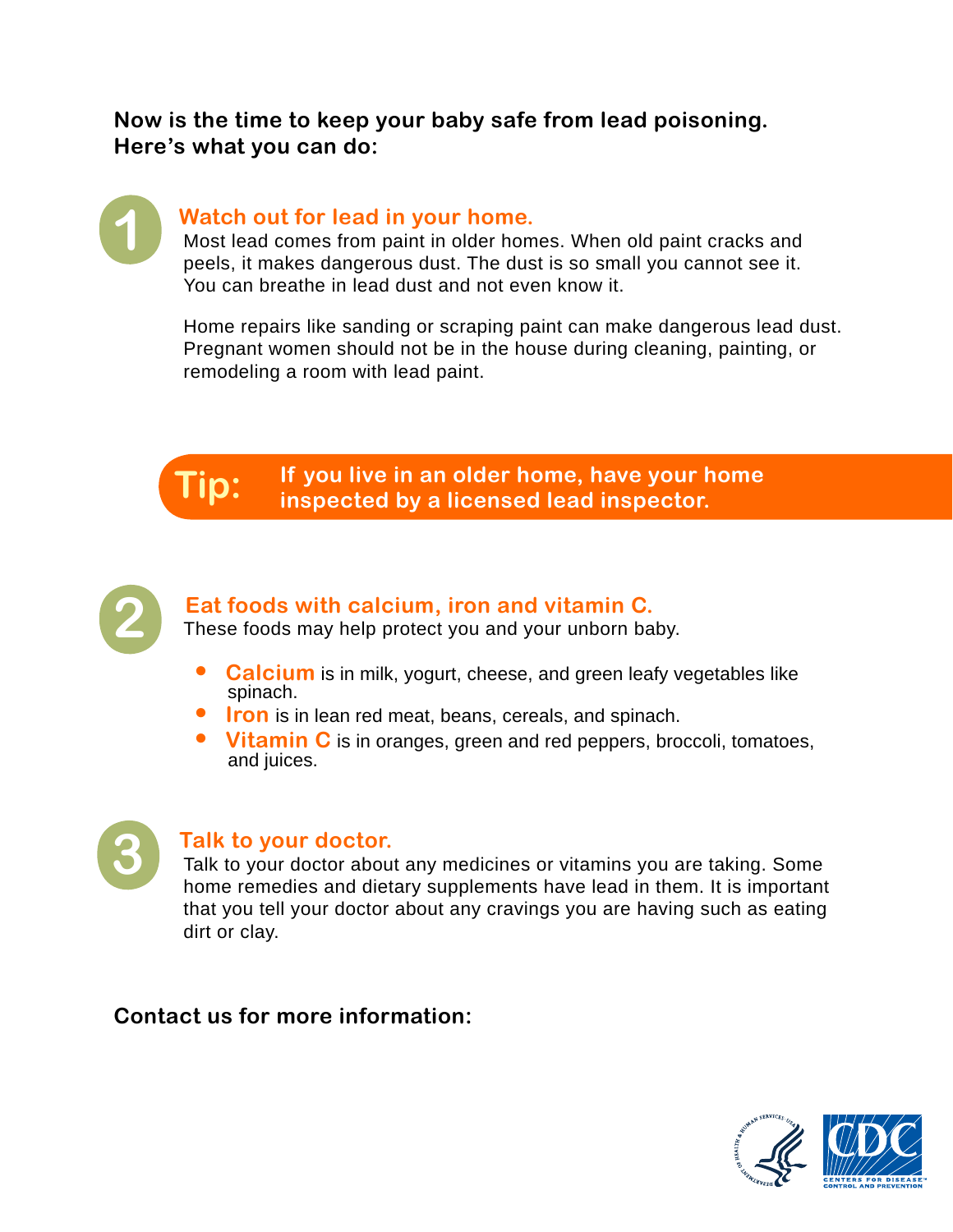**Now is the time to keep your baby safe from lead poisoning.
Here's what you can do:**

## 1 Watch out for lead in your home.

Most lead comes from paint in older homes. When old paint cracks and peels, it makes dangerous dust. The dust is so small you cannot see it. You can breathe in lead dust and not even know it.

Home repairs like sanding or scraping paint can make dangerous lead dust. Pregnant women should not be in the house during cleaning, painting, or remodeling a room with lead paint.

**Tip:** **If you live in an older home, have your home inspected by a licensed lead inspector.**

## 2 Eat foods with calcium, iron and vitamin C.

These foods may help protect you and your unborn baby.

- **Calcium** is in milk, yogurt, cheese, and green leafy vegetables like spinach.
- **Iron** is in lean red meat, beans, cereals, and spinach.
- **Vitamin C** is in oranges, green and red peppers, broccoli, tomatoes, and juices.

## 3 Talk to your doctor.

Talk to your doctor about any medicines or vitamins you are taking. Some home remedies and dietary supplements have lead in them. It is important that you tell your doctor about any cravings you are having such as eating dirt or clay.

**Contact us for more information:**

CDC
CENTERS FOR DISEASE CONTROL AND PREVENTION